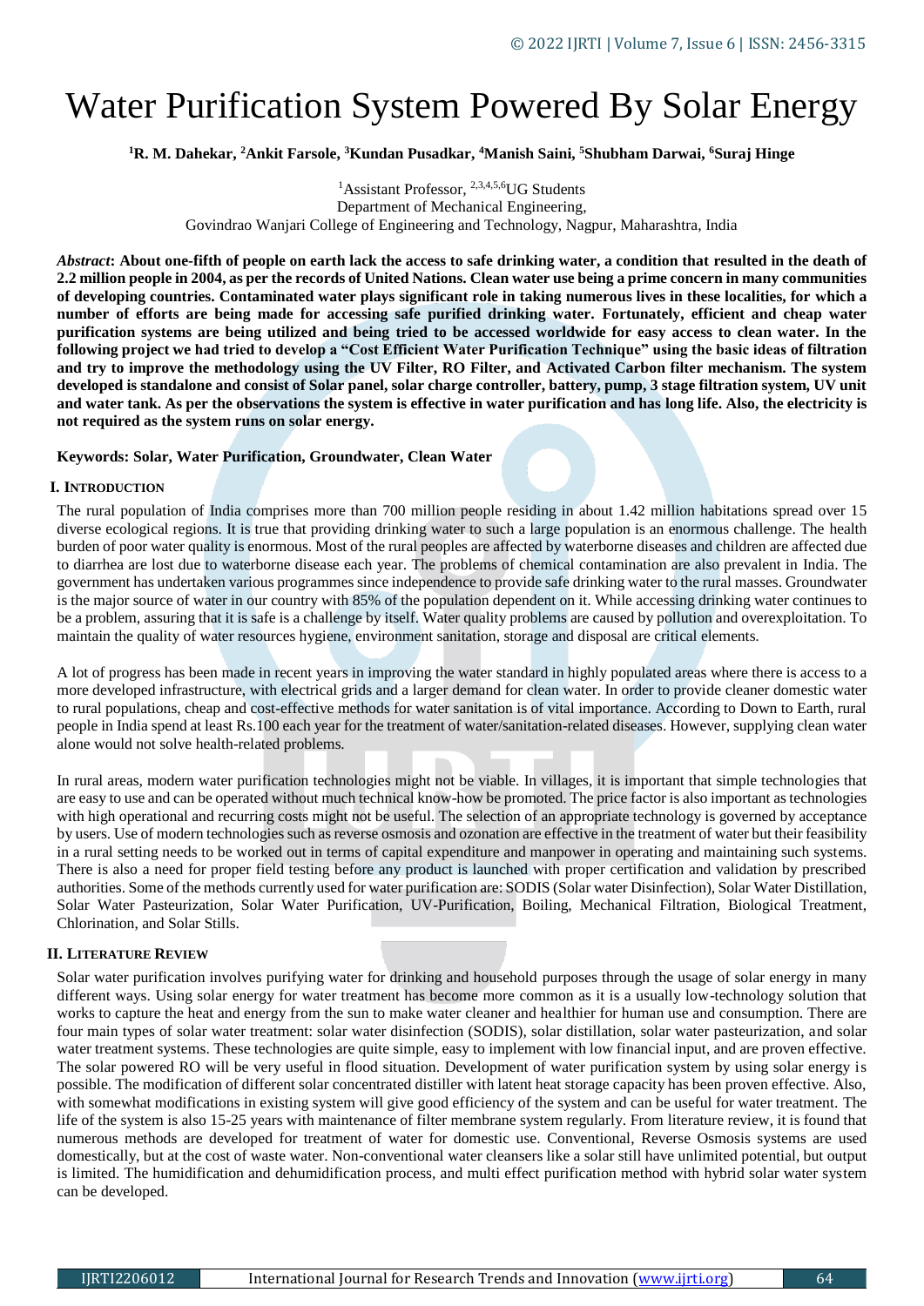# Water Purification System Powered By Solar Energy

**[1]R. M. Dahekar, [2]Ankit Farsole, [3]Kundan Pusadkar, [4]Manish Saini, [5]Shubham Darwai, [6]Suraj Hinge**

[1]Assistant Professor, [2,3,4,5,6]UG Students
Department of Mechanical Engineering,
Govindrao Wanjari College of Engineering and Technology, Nagpur, Maharashtra, India

***Abstract*: About one-fifth of people on earth lack the access to safe drinking water, a condition that resulted in the death of 2.2 million people in 2004, as per the records of United Nations. Clean water use being a prime concern in many communities of developing countries. Contaminated water plays significant role in taking numerous lives in these localities, for which a number of efforts are being made for accessing safe purified drinking water. Fortunately, efficient and cheap water purification systems are being utilized and being tried to be accessed worldwide for easy access to clean water. In the following project we had tried to develop a "Cost Efficient Water Purification Technique" using the basic ideas of filtration and try to improve the methodology using the UV Filter, RO Filter, and Activated Carbon filter mechanism. The system developed is standalone and consist of Solar panel, solar charge controller, battery, pump, 3 stage filtration system, UV unit and water tank. As per the observations the system is effective in water purification and has long life. Also, the electricity is not required as the system runs on solar energy.**

**Keywords: Solar, Water Purification, Groundwater, Clean Water**

## I. Introduction

The rural population of India comprises more than 700 million people residing in about 1.42 million habitations spread over 15 diverse ecological regions. It is true that providing drinking water to such a large population is an enormous challenge. The health burden of poor water quality is enormous. Most of the rural peoples are affected by waterborne diseases and children are affected due to diarrhea are lost due to waterborne disease each year. The problems of chemical contamination are also prevalent in India. The government has undertaken various programmes since independence to provide safe drinking water to the rural masses. Groundwater is the major source of water in our country with 85% of the population dependent on it. While accessing drinking water continues to be a problem, assuring that it is safe is a challenge by itself. Water quality problems are caused by pollution and overexploitation. To maintain the quality of water resources hygiene, environment sanitation, storage and disposal are critical elements.

A lot of progress has been made in recent years in improving the water standard in highly populated areas where there is access to a more developed infrastructure, with electrical grids and a larger demand for clean water. In order to provide cleaner domestic water to rural populations, cheap and cost-effective methods for water sanitation is of vital importance. According to Down to Earth, rural people in India spend at least Rs.100 each year for the treatment of water/sanitation-related diseases. However, supplying clean water alone would not solve health-related problems.

In rural areas, modern water purification technologies might not be viable. In villages, it is important that simple technologies that are easy to use and can be operated without much technical know-how be promoted. The price factor is also important as technologies with high operational and recurring costs might not be useful. The selection of an appropriate technology is governed by acceptance by users. Use of modern technologies such as reverse osmosis and ozonation are effective in the treatment of water but their feasibility in a rural setting needs to be worked out in terms of capital expenditure and manpower in operating and maintaining such systems. There is also a need for proper field testing before any product is launched with proper certification and validation by prescribed authorities. Some of the methods currently used for water purification are: SODIS (Solar water Disinfection), Solar Water Distillation, Solar Water Pasteurization, Solar Water Purification, UV-Purification, Boiling, Mechanical Filtration, Biological Treatment, Chlorination, and Solar Stills.

## II. Literature Review

Solar water purification involves purifying water for drinking and household purposes through the usage of solar energy in many different ways. Using solar energy for water treatment has become more common as it is a usually low-technology solution that works to capture the heat and energy from the sun to make water cleaner and healthier for human use and consumption. There are four main types of solar water treatment: solar water disinfection (SODIS), solar distillation, solar water pasteurization, and solar water treatment systems. These technologies are quite simple, easy to implement with low financial input, and are proven effective. The solar powered RO will be very useful in flood situation. Development of water purification system by using solar energy is possible. The modification of different solar concentrated distiller with latent heat storage capacity has been proven effective. Also, with somewhat modifications in existing system will give good efficiency of the system and can be useful for water treatment. The life of the system is also 15-25 years with maintenance of filter membrane system regularly. From literature review, it is found that numerous methods are developed for treatment of water for domestic use. Conventional, Reverse Osmosis systems are used domestically, but at the cost of waste water. Non-conventional water cleansers like a solar still have unlimited potential, but output is limited. The humidification and dehumidification process, and multi effect purification method with hybrid solar water system can be developed.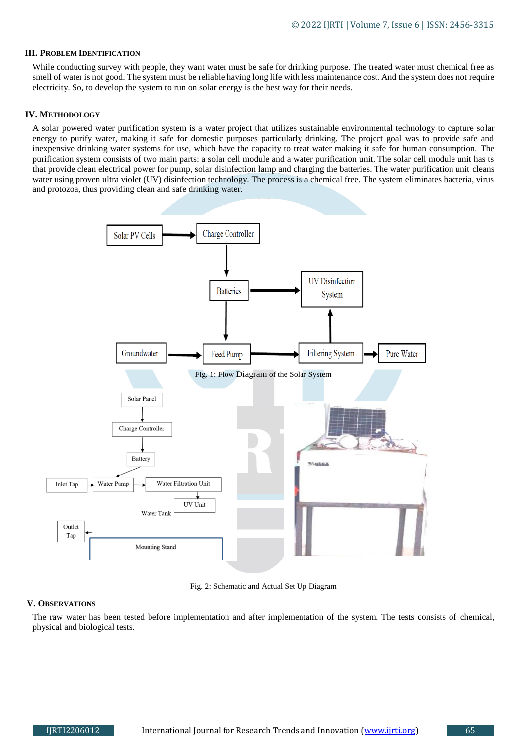## III. Problem Identification

While conducting survey with people, they want water must be safe for drinking purpose. The treated water must chemical free as smell of water is not good. The system must be reliable having long life with less maintenance cost. And the system does not require electricity. So, to develop the system to run on solar energy is the best way for their needs.

## IV. Methodology

A solar powered water purification system is a water project that utilizes sustainable environmental technology to capture solar energy to purify water, making it safe for domestic purposes particularly drinking. The project goal was to provide safe and inexpensive drinking water systems for use, which have the capacity to treat water making it safe for human consumption. The purification system consists of two main parts: a solar cell module and a water purification unit. The solar cell module unit has ts that provide clean electrical power for pump, solar disinfection lamp and charging the batteries. The water purification unit cleans water using proven ultra violet (UV) disinfection technology. The process is a chemical free. The system eliminates bacteria, virus and protozoa, thus providing clean and safe drinking water.

Fig. 1: Flow Diagram of the Solar System

Fig. 2: Schematic and Actual Set Up Diagram

## V. Observations

The raw water has been tested before implementation and after implementation of the system. The tests consists of chemical, physical and biological tests.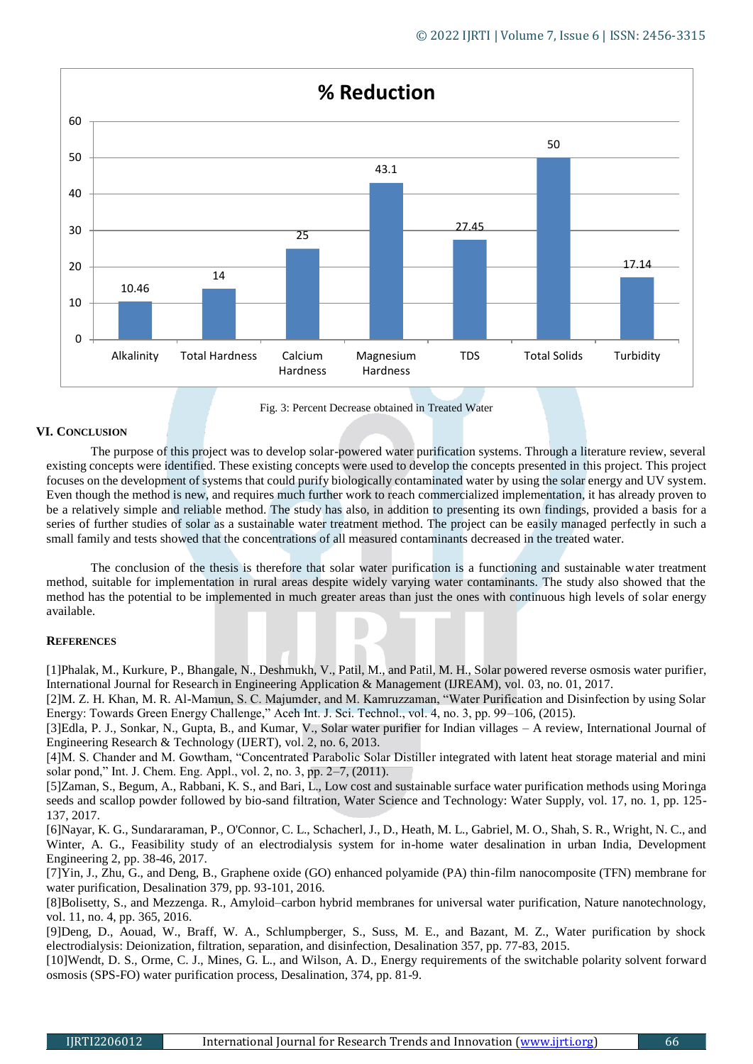| % Reduction | |
|---|---|
| Alkalinity | 10.46 |
| Total Hardness | 14 |
| Calcium Hardness | 25 |
| Magnesium Hardness | 43.1 |
| TDS | 27.45 |
| Total Solids | 50 |
| Turbidity | 17.14 |

Fig. 3: Percent Decrease obtained in Treated Water

## VI. CONCLUSION

The purpose of this project was to develop solar-powered water purification systems. Through a literature review, several existing concepts were identified. These existing concepts were used to develop the concepts presented in this project. This project focuses on the development of systems that could purify biologically contaminated water by using the solar energy and UV system. Even though the method is new, and requires much further work to reach commercialized implementation, it has already proven to be a relatively simple and reliable method. The study has also, in addition to presenting its own findings, provided a basis for a series of further studies of solar as a sustainable water treatment method. The project can be easily managed perfectly in such a small family and tests showed that the concentrations of all measured contaminants decreased in the treated water.

The conclusion of the thesis is therefore that solar water purification is a functioning and sustainable water treatment method, suitable for implementation in rural areas despite widely varying water contaminants. The study also showed that the method has the potential to be implemented in much greater areas than just the ones with continuous high levels of solar energy available.

## REFERENCES

[1]Phalak, M., Kurkure, P., Bhangale, N., Deshmukh, V., Patil, M., and Patil, M. H., Solar powered reverse osmosis water purifier, International Journal for Research in Engineering Application & Management (IJREAM), vol. 03, no. 01, 2017.

[2]M. Z. H. Khan, M. R. Al-Mamun, S. C. Majumder, and M. Kamruzzaman, "Water Purification and Disinfection by using Solar Energy: Towards Green Energy Challenge," Aceh Int. J. Sci. Technol., vol. 4, no. 3, pp. 99–106, (2015).

[3]Edla, P. J., Sonkar, N., Gupta, B., and Kumar, V., Solar water purifier for Indian villages – A review, International Journal of Engineering Research & Technology (IJERT), vol. 2, no. 6, 2013.

[4]M. S. Chander and M. Gowtham, "Concentrated Parabolic Solar Distiller integrated with latent heat storage material and mini solar pond," Int. J. Chem. Eng. Appl., vol. 2, no. 3, pp. 2–7, (2011).

[5]Zaman, S., Begum, A., Rabbani, K. S., and Bari, L., Low cost and sustainable surface water purification methods using Moringa seeds and scallop powder followed by bio-sand filtration, Water Science and Technology: Water Supply, vol. 17, no. 1, pp. 125-137, 2017.

[6]Nayar, K. G., Sundararaman, P., O'Connor, C. L., Schacherl, J., D., Heath, M. L., Gabriel, M. O., Shah, S. R., Wright, N. C., and Winter, A. G., Feasibility study of an electrodialysis system for in-home water desalination in urban India, Development Engineering 2, pp. 38-46, 2017.

[7]Yin, J., Zhu, G., and Deng, B., Graphene oxide (GO) enhanced polyamide (PA) thin-film nanocomposite (TFN) membrane for water purification, Desalination 379, pp. 93-101, 2016.

[8]Bolisetty, S., and Mezzenga. R., Amyloid–carbon hybrid membranes for universal water purification, Nature nanotechnology, vol. 11, no. 4, pp. 365, 2016.

[9]Deng, D., Aouad, W., Braff, W. A., Schlumpberger, S., Suss, M. E., and Bazant, M. Z., Water purification by shock electrodialysis: Deionization, filtration, separation, and disinfection, Desalination 357, pp. 77-83, 2015.

[10]Wendt, D. S., Orme, C. J., Mines, G. L., and Wilson, A. D., Energy requirements of the switchable polarity solvent forward osmosis (SPS-FO) water purification process, Desalination, 374, pp. 81-9.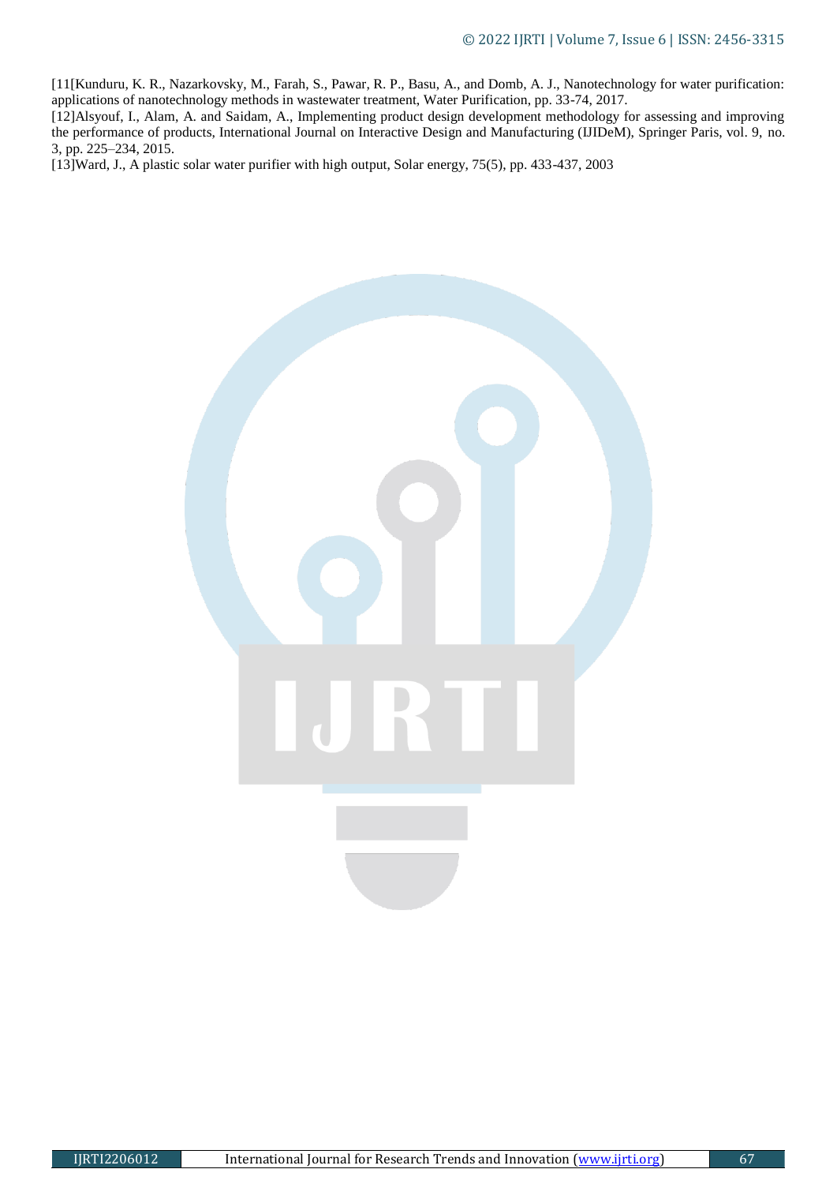[11[Kunduru, K. R., Nazarkovsky, M., Farah, S., Pawar, R. P., Basu, A., and Domb, A. J., Nanotechnology for water purification: applications of nanotechnology methods in wastewater treatment, Water Purification, pp. 33-74, 2017.

[12]Alsyouf, I., Alam, A. and Saidam, A., Implementing product design development methodology for assessing and improving the performance of products, International Journal on Interactive Design and Manufacturing (IJIDeM), Springer Paris, vol. 9, no. 3, pp. 225–234, 2015.

[13]Ward, J., A plastic solar water purifier with high output, Solar energy, 75(5), pp. 433-437, 2003